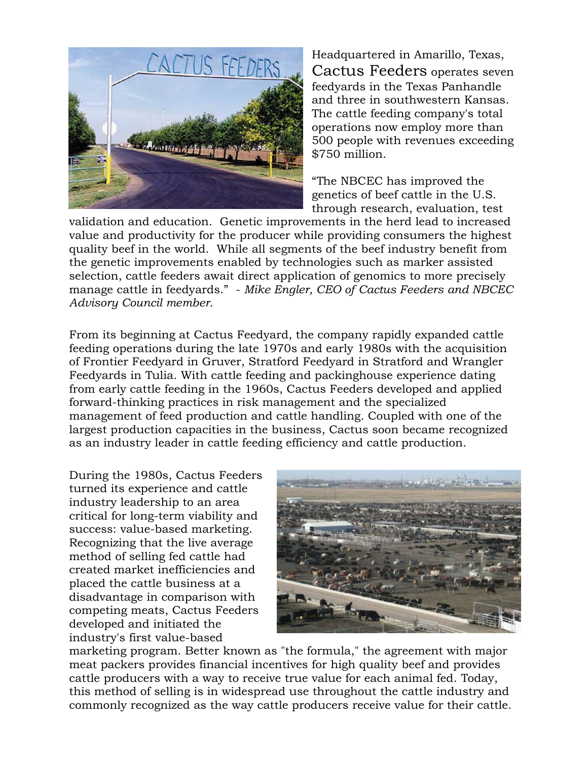Headquartered in Amarillo, Texas, Cactus Feeders operates seven feedyards in the Texas Panhandle and three in southwestern Kansas. The cattle feeding company's total operations now employ more than 500 people with revenues exceeding $750 million.

"The NBCEC has improved the genetics of beef cattle in the U.S. through research, evaluation, test validation and education. Genetic improvements in the herd lead to increased value and productivity for the producer while providing consumers the highest quality beef in the world. While all segments of the beef industry benefit from the genetic improvements enabled by technologies such as marker assisted selection, cattle feeders await direct application of genomics to more precisely manage cattle in feedyards." *- Mike Engler, CEO of Cactus Feeders and NBCEC Advisory Council member.*

From its beginning at Cactus Feedyard, the company rapidly expanded cattle feeding operations during the late 1970s and early 1980s with the acquisition of Frontier Feedyard in Gruver, Stratford Feedyard in Stratford and Wrangler Feedyards in Tulia. With cattle feeding and packinghouse experience dating from early cattle feeding in the 1960s, Cactus Feeders developed and applied forward-thinking practices in risk management and the specialized management of feed production and cattle handling. Coupled with one of the largest production capacities in the business, Cactus soon became recognized as an industry leader in cattle feeding efficiency and cattle production.

During the 1980s, Cactus Feeders turned its experience and cattle industry leadership to an area critical for long-term viability and success: value-based marketing. Recognizing that the live average method of selling fed cattle had created market inefficiencies and placed the cattle business at a disadvantage in comparison with competing meats, Cactus Feeders developed and initiated the industry's first value-based marketing program. Better known as "the formula," the agreement with major meat packers provides financial incentives for high quality beef and provides cattle producers with a way to receive true value for each animal fed. Today, this method of selling is in widespread use throughout the cattle industry and commonly recognized as the way cattle producers receive value for their cattle.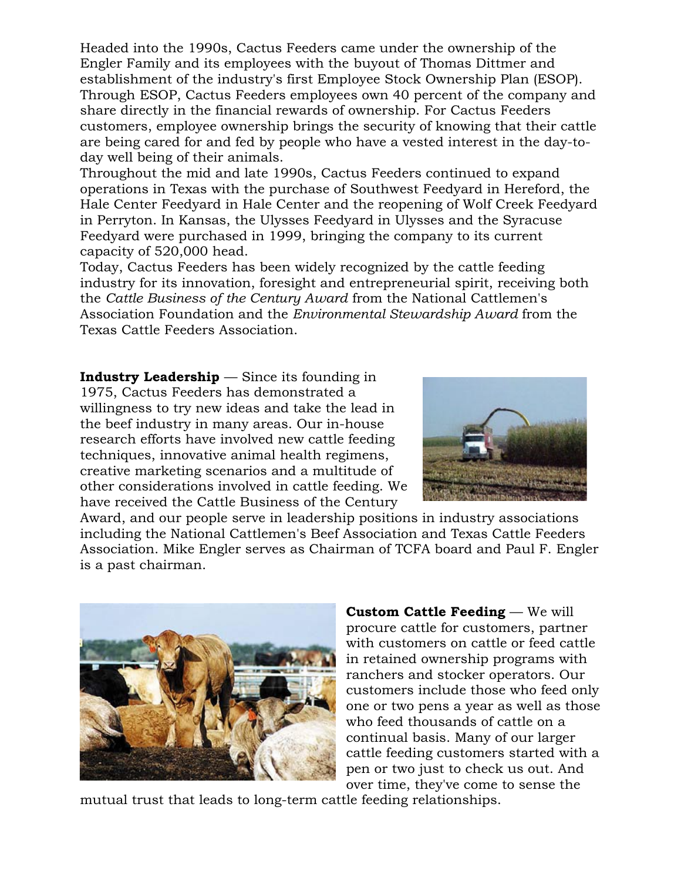Headed into the 1990s, Cactus Feeders came under the ownership of the Engler Family and its employees with the buyout of Thomas Dittmer and establishment of the industry's first Employee Stock Ownership Plan (ESOP). Through ESOP, Cactus Feeders employees own 40 percent of the company and share directly in the financial rewards of ownership. For Cactus Feeders customers, employee ownership brings the security of knowing that their cattle are being cared for and fed by people who have a vested interest in the day-to-day well being of their animals.

Throughout the mid and late 1990s, Cactus Feeders continued to expand operations in Texas with the purchase of Southwest Feedyard in Hereford, the Hale Center Feedyard in Hale Center and the reopening of Wolf Creek Feedyard in Perryton. In Kansas, the Ulysses Feedyard in Ulysses and the Syracuse Feedyard were purchased in 1999, bringing the company to its current capacity of 520,000 head.

Today, Cactus Feeders has been widely recognized by the cattle feeding industry for its innovation, foresight and entrepreneurial spirit, receiving both the *Cattle Business of the Century Award* from the National Cattlemen's Association Foundation and the *Environmental Stewardship Award* from the Texas Cattle Feeders Association.

**Industry Leadership** — Since its founding in 1975, Cactus Feeders has demonstrated a willingness to try new ideas and take the lead in the beef industry in many areas. Our in-house research efforts have involved new cattle feeding techniques, innovative animal health regimens, creative marketing scenarios and a multitude of other considerations involved in cattle feeding. We have received the Cattle Business of the Century Award, and our people serve in leadership positions in industry associations including the National Cattlemen's Beef Association and Texas Cattle Feeders Association. Mike Engler serves as Chairman of TCFA board and Paul F. Engler is a past chairman.

**Custom Cattle Feeding** — We will procure cattle for customers, partner with customers on cattle or feed cattle in retained ownership programs with ranchers and stocker operators. Our customers include those who feed only one or two pens a year as well as those who feed thousands of cattle on a continual basis. Many of our larger cattle feeding customers started with a pen or two just to check us out. And over time, they've come to sense the mutual trust that leads to long-term cattle feeding relationships.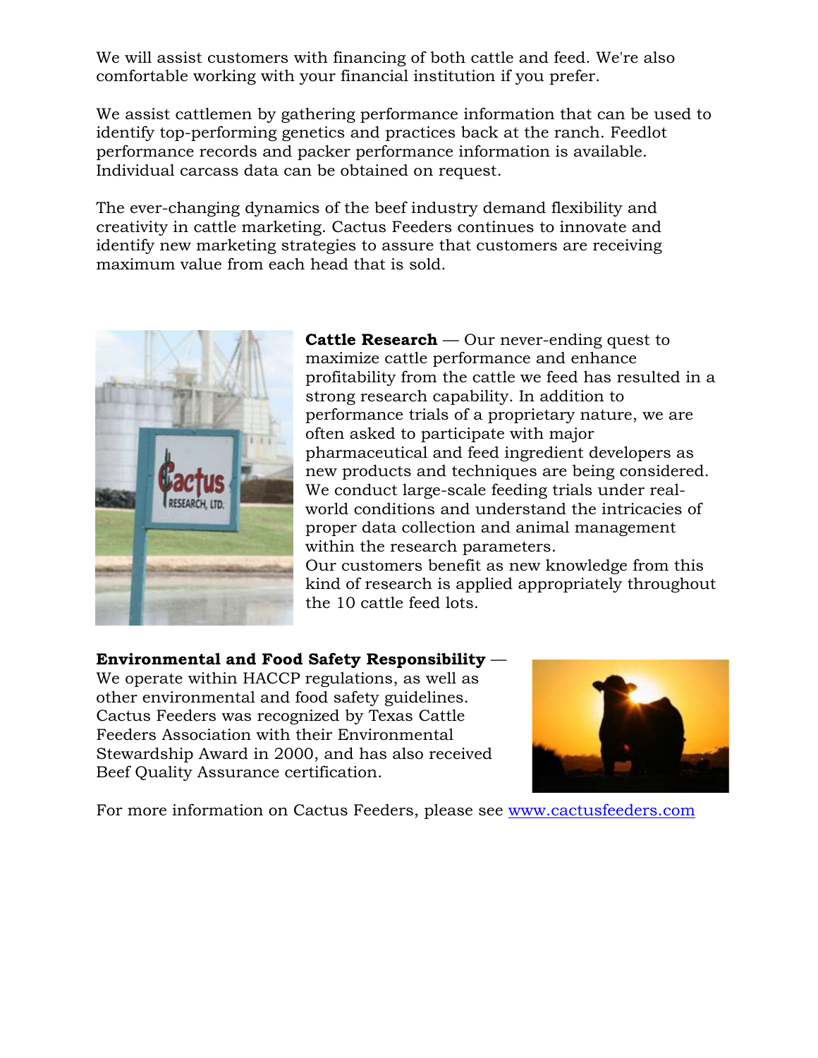We will assist customers with financing of both cattle and feed. We're also comfortable working with your financial institution if you prefer.

We assist cattlemen by gathering performance information that can be used to identify top-performing genetics and practices back at the ranch. Feedlot performance records and packer performance information is available. Individual carcass data can be obtained on request.

The ever-changing dynamics of the beef industry demand flexibility and creativity in cattle marketing. Cactus Feeders continues to innovate and identify new marketing strategies to assure that customers are receiving maximum value from each head that is sold.

**Cattle Research** — Our never-ending quest to maximize cattle performance and enhance profitability from the cattle we feed has resulted in a strong research capability. In addition to performance trials of a proprietary nature, we are often asked to participate with major pharmaceutical and feed ingredient developers as new products and techniques are being considered. We conduct large-scale feeding trials under real-world conditions and understand the intricacies of proper data collection and animal management within the research parameters.
Our customers benefit as new knowledge from this kind of research is applied appropriately throughout the 10 cattle feed lots.

**Environmental and Food Safety Responsibility** — We operate within HACCP regulations, as well as other environmental and food safety guidelines. Cactus Feeders was recognized by Texas Cattle Feeders Association with their Environmental Stewardship Award in 2000, and has also received Beef Quality Assurance certification.

For more information on Cactus Feeders, please see [www.cactusfeeders.com](www.cactusfeeders.com)